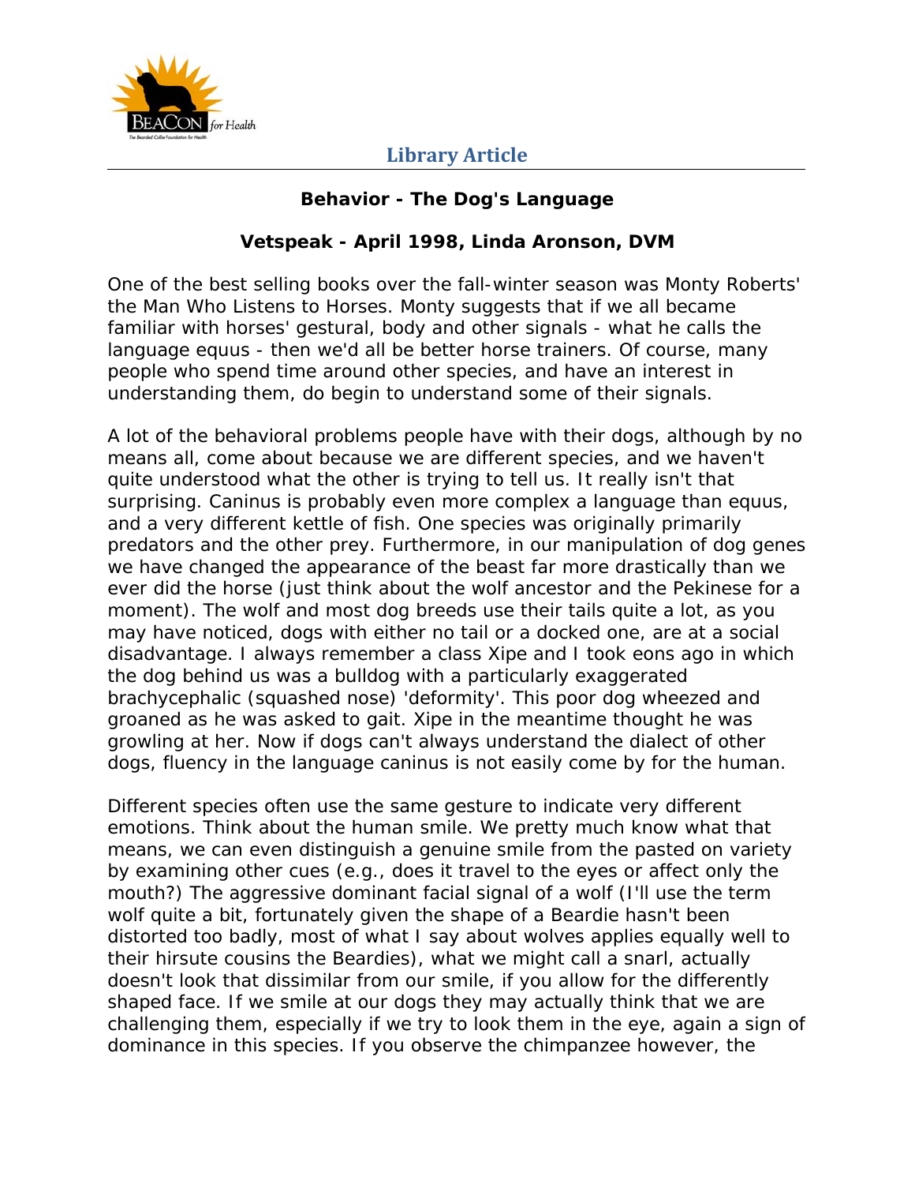## Library Article

### Behavior - The Dog's Language

### Vetspeak - April 1998, Linda Aronson, DVM

One of the best selling books over the fall-winter season was Monty Roberts' the Man Who Listens to Horses. Monty suggests that if we all became familiar with horses' gestural, body and other signals - what he calls the language equus - then we'd all be better horse trainers. Of course, many people who spend time around other species, and have an interest in understanding them, do begin to understand some of their signals.

A lot of the behavioral problems people have with their dogs, although by no means all, come about because we are different species, and we haven't quite understood what the other is trying to tell us. It really isn't that surprising. Caninus is probably even more complex a language than equus, and a very different kettle of fish. One species was originally primarily predators and the other prey. Furthermore, in our manipulation of dog genes we have changed the appearance of the beast far more drastically than we ever did the horse (just think about the wolf ancestor and the Pekinese for a moment). The wolf and most dog breeds use their tails quite a lot, as you may have noticed, dogs with either no tail or a docked one, are at a social disadvantage. I always remember a class Xipe and I took eons ago in which the dog behind us was a bulldog with a particularly exaggerated brachycephalic (squashed nose) 'deformity'. This poor dog wheezed and groaned as he was asked to gait. Xipe in the meantime thought he was growling at her. Now if dogs can't always understand the dialect of other dogs, fluency in the language caninus is not easily come by for the human.

Different species often use the same gesture to indicate very different emotions. Think about the human smile. We pretty much know what that means, we can even distinguish a genuine smile from the pasted on variety by examining other cues (e.g., does it travel to the eyes or affect only the mouth?) The aggressive dominant facial signal of a wolf (I'll use the term wolf quite a bit, fortunately given the shape of a Beardie hasn't been distorted too badly, most of what I say about wolves applies equally well to their hirsute cousins the Beardies), what we might call a snarl, actually doesn't look that dissimilar from our smile, if you allow for the differently shaped face. If we smile at our dogs they may actually think that we are challenging them, especially if we try to look them in the eye, again a sign of dominance in this species. If you observe the chimpanzee however, the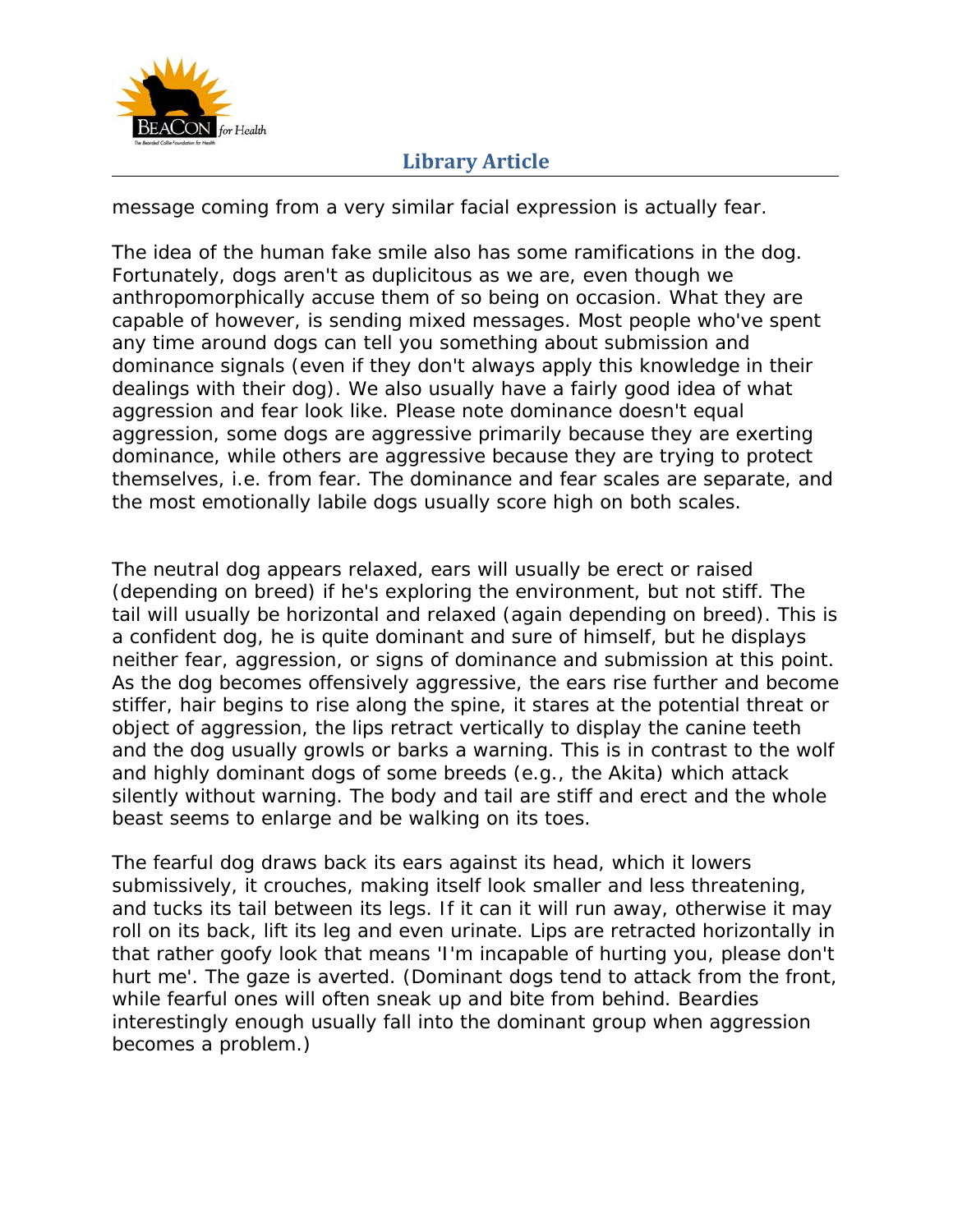message coming from a very similar facial expression is actually fear.

The idea of the human fake smile also has some ramifications in the dog. Fortunately, dogs aren't as duplicitous as we are, even though we anthropomorphically accuse them of so being on occasion. What they are capable of however, is sending mixed messages. Most people who've spent any time around dogs can tell you something about submission and dominance signals (even if they don't always apply this knowledge in their dealings with their dog). We also usually have a fairly good idea of what aggression and fear look like. Please note dominance doesn't equal aggression, some dogs are aggressive primarily because they are exerting dominance, while others are aggressive because they are trying to protect themselves, i.e. from fear. The dominance and fear scales are separate, and the most emotionally labile dogs usually score high on both scales.

The neutral dog appears relaxed, ears will usually be erect or raised (depending on breed) if he's exploring the environment, but not stiff. The tail will usually be horizontal and relaxed (again depending on breed). This is a confident dog, he is quite dominant and sure of himself, but he displays neither fear, aggression, or signs of dominance and submission at this point. As the dog becomes offensively aggressive, the ears rise further and become stiffer, hair begins to rise along the spine, it stares at the potential threat or object of aggression, the lips retract vertically to display the canine teeth and the dog usually growls or barks a warning. This is in contrast to the wolf and highly dominant dogs of some breeds (e.g., the Akita) which attack silently without warning. The body and tail are stiff and erect and the whole beast seems to enlarge and be walking on its toes.

The fearful dog draws back its ears against its head, which it lowers submissively, it crouches, making itself look smaller and less threatening, and tucks its tail between its legs. If it can it will run away, otherwise it may roll on its back, lift its leg and even urinate. Lips are retracted horizontally in that rather goofy look that means 'I'm incapable of hurting you, please don't hurt me'. The gaze is averted. (Dominant dogs tend to attack from the front, while fearful ones will often sneak up and bite from behind. Beardies interestingly enough usually fall into the dominant group when aggression becomes a problem.)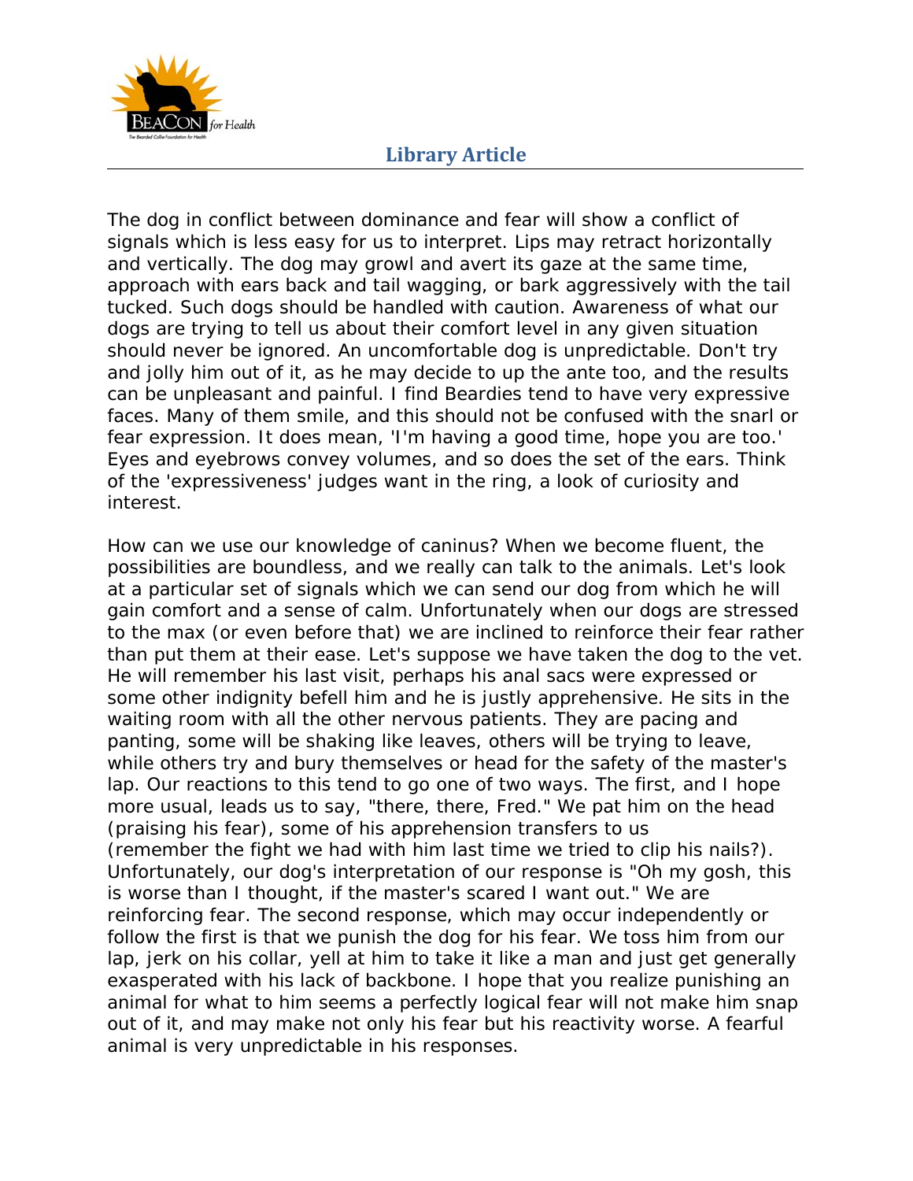The dog in conflict between dominance and fear will show a conflict of signals which is less easy for us to interpret. Lips may retract horizontally and vertically. The dog may growl and avert its gaze at the same time, approach with ears back and tail wagging, or bark aggressively with the tail tucked. Such dogs should be handled with caution. Awareness of what our dogs are trying to tell us about their comfort level in any given situation should never be ignored. An uncomfortable dog is unpredictable. Don't try and jolly him out of it, as he may decide to up the ante too, and the results can be unpleasant and painful. I find Beardies tend to have very expressive faces. Many of them smile, and this should not be confused with the snarl or fear expression. It does mean, 'I'm having a good time, hope you are too.' Eyes and eyebrows convey volumes, and so does the set of the ears. Think of the 'expressiveness' judges want in the ring, a look of curiosity and interest.

How can we use our knowledge of caninus? When we become fluent, the possibilities are boundless, and we really can talk to the animals. Let's look at a particular set of signals which we can send our dog from which he will gain comfort and a sense of calm. Unfortunately when our dogs are stressed to the max (or even before that) we are inclined to reinforce their fear rather than put them at their ease. Let's suppose we have taken the dog to the vet. He will remember his last visit, perhaps his anal sacs were expressed or some other indignity befell him and he is justly apprehensive. He sits in the waiting room with all the other nervous patients. They are pacing and panting, some will be shaking like leaves, others will be trying to leave, while others try and bury themselves or head for the safety of the master's lap. Our reactions to this tend to go one of two ways. The first, and I hope more usual, leads us to say, "there, there, Fred." We pat him on the head (praising his fear), some of his apprehension transfers to us (remember the fight we had with him last time we tried to clip his nails?). Unfortunately, our dog's interpretation of our response is "Oh my gosh, this is worse than I thought, if the master's scared I want out." We are reinforcing fear. The second response, which may occur independently or follow the first is that we punish the dog for his fear. We toss him from our lap, jerk on his collar, yell at him to take it like a man and just get generally exasperated with his lack of backbone. I hope that you realize punishing an animal for what to him seems a perfectly logical fear will not make him snap out of it, and may make not only his fear but his reactivity worse. A fearful animal is very unpredictable in his responses.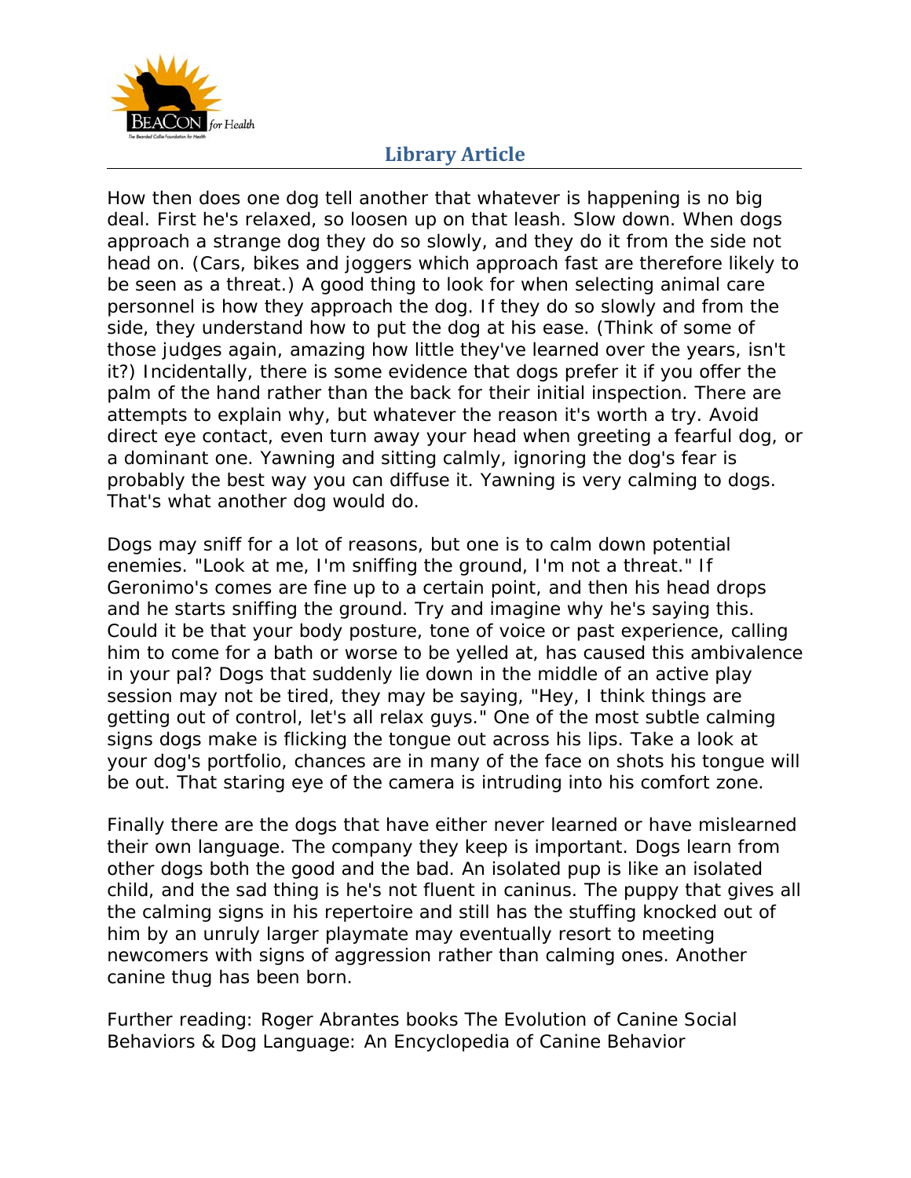How then does one dog tell another that whatever is happening is no big deal. First he's relaxed, so loosen up on that leash. Slow down. When dogs approach a strange dog they do so slowly, and they do it from the side not head on. (Cars, bikes and joggers which approach fast are therefore likely to be seen as a threat.) A good thing to look for when selecting animal care personnel is how they approach the dog. If they do so slowly and from the side, they understand how to put the dog at his ease. (Think of some of those judges again, amazing how little they've learned over the years, isn't it?) Incidentally, there is some evidence that dogs prefer it if you offer the palm of the hand rather than the back for their initial inspection. There are attempts to explain why, but whatever the reason it's worth a try. Avoid direct eye contact, even turn away your head when greeting a fearful dog, or a dominant one. Yawning and sitting calmly, ignoring the dog's fear is probably the best way you can diffuse it. Yawning is very calming to dogs. That's what another dog would do.

Dogs may sniff for a lot of reasons, but one is to calm down potential enemies. "Look at me, I'm sniffing the ground, I'm not a threat." If Geronimo's comes are fine up to a certain point, and then his head drops and he starts sniffing the ground. Try and imagine why he's saying this. Could it be that your body posture, tone of voice or past experience, calling him to come for a bath or worse to be yelled at, has caused this ambivalence in your pal? Dogs that suddenly lie down in the middle of an active play session may not be tired, they may be saying, "Hey, I think things are getting out of control, let's all relax guys." One of the most subtle calming signs dogs make is flicking the tongue out across his lips. Take a look at your dog's portfolio, chances are in many of the face on shots his tongue will be out. That staring eye of the camera is intruding into his comfort zone.

Finally there are the dogs that have either never learned or have mislearned their own language. The company they keep is important. Dogs learn from other dogs both the good and the bad. An isolated pup is like an isolated child, and the sad thing is he's not fluent in caninus. The puppy that gives all the calming signs in his repertoire and still has the stuffing knocked out of him by an unruly larger playmate may eventually resort to meeting newcomers with signs of aggression rather than calming ones. Another canine thug has been born.

Further reading: Roger Abrantes books The Evolution of Canine Social Behaviors & Dog Language: An Encyclopedia of Canine Behavior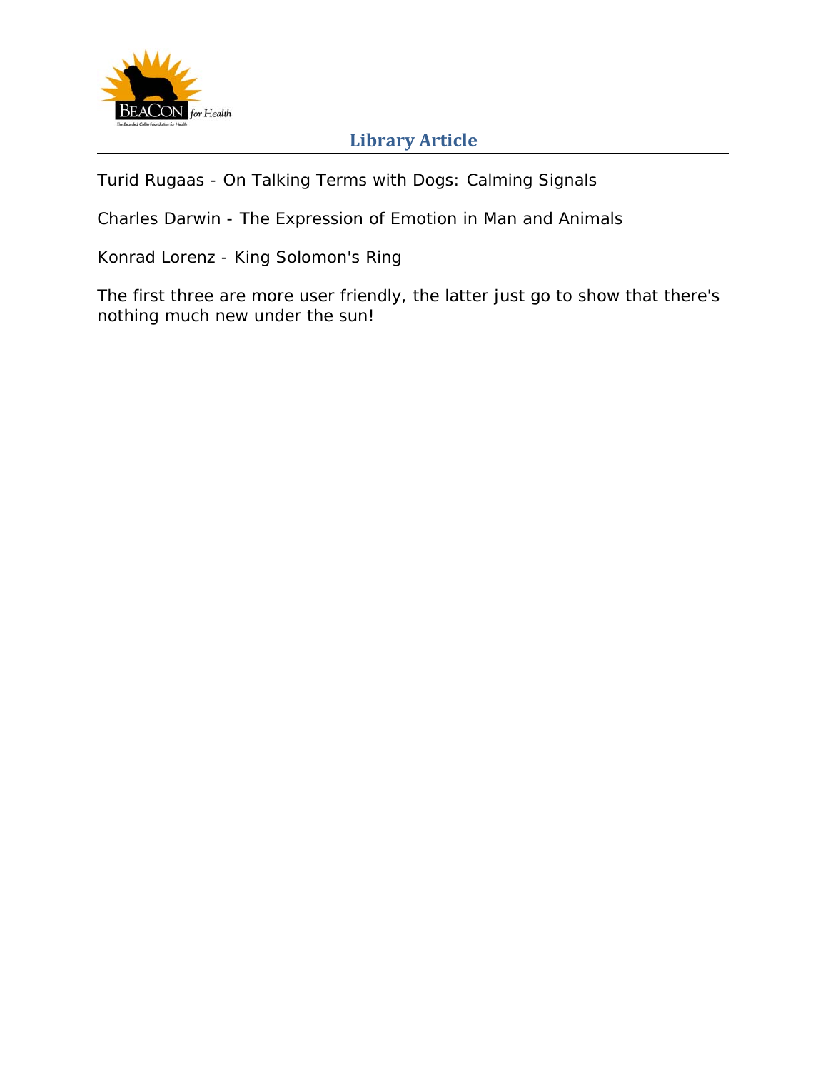Turid Rugaas - On Talking Terms with Dogs: Calming Signals

Charles Darwin - The Expression of Emotion in Man and Animals

Konrad Lorenz - King Solomon's Ring

The first three are more user friendly, the latter just go to show that there's nothing much new under the sun!